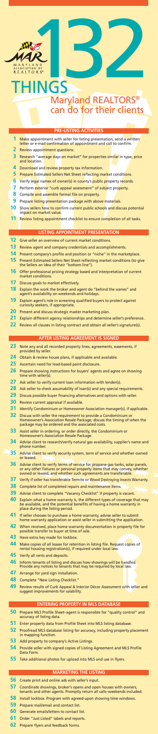MARYLAND ASSOCIATION OF REALTORS®

# 132 THINGS

## Maryland REALTORS® can do for their clients

### PRE-LISTING ACTIVITIES

1. Make appointment with seller for listing presentation, send a written letter or e-mail confirmation of appointment and call to confirm.
2. Review appointment questions.
3. Research "average days on market" for properties similar in type, price and location.
4. Download and review property tax information.
5. Prepare Estimated Sellers Net Sheet reflecting market conditions.
6. Verify legal names of owner(s) in county's public property records.
7. Perform exterior "curb appeal assessment" of subject property.
8. Compile and assemble formal file on property.
9. Prepare listing presentation package with above materials.
10. Show sellers how to confirm current public schools and discuss potential impact on market value.
11. Review listing appointment checklist to ensure completion of all tasks.

### LISTING APPOINTMENT PRESENTATION

12. Give seller an overview of current market conditions.
13. Review agent and company credentials and accomplishments.
14. Present company's profile and position or "niche" in the marketplace.
15. Present Estimated Sellers Net Sheet reflecting market conditions (to give the Sellers an idea of their "bottom line").
16. Offer professional pricing strategy based and interpretation of current market conditions.
17. Discuss goals to market effectively.
18. Explain the work the broker and agent do "behind the scenes" and agent's availability on weekends and holidays.
19. Explain agent's role in screening qualified buyers to protect against curiosity seekers, if appropriate.
20. Present and discuss strategic master marketing plan.
21. Explain different agency relationships and determine seller's preference.
22. Review all clauses in listing contract and obtain all seller's signature(s).

### AFTER LISTING AGREEMENT IS SIGNED

23. Note any and all recorded property lines, agreements, easements, if provided by seller.
24. Obtain & review house plans, if applicable and available.
25. Ascertain need for lead-based paint disclosure.
26. Prepare showing instructions for buyers' agents and agree on showing time with seller(s).
27. Ask seller to verify current loan information with lender(s).
28. Ask seller to check assumability of loan(s) and any special requirements.
29. Discuss possible buyer financing alternatives and options with seller.
30. Review current appraisal if available.
31. Identify Condominium or Homeowner Association manager(s), if applicable.
32. Discuss with seller the requirement to provide a Condominium or Homeowner's Association Resale Package; discuss the timing of when the package may be ordered and the associated costs.
33. Assist seller in ordering, or order directly, the Condominium or Homeowner's Association Resale Package.
34. Advise client to research/verify natural gas availability, supplier's name and phone number.
35. Advise client to verify security system, term of service and whether owned or leased.
36. Advise client to verify terms of service for propane gas tanks, solar panels, or any other fixtures or personal property items that may convey, whether owned or leased, and whether such agreements are transferable.
37. Verify if seller has transferable Termite or Wood Destroying Insects Warranty.
38. Complete list of completed repairs and maintenance items.
39. Advise client to complete "Vacancy Checklist" if property is vacant.
40. Explain what a home warranty is, the different types of coverage that may be available, and the potential benefits of having a home warranty in place during the listing period.
41. If seller chooses to purchase a home warranty, advise seller to submit home warranty application or assist seller in submitting the application.
42. When received, place home warranty documentation in property file for possible transfer to buyer at time of sale.
43. Have extra key made for lockbox.
44. Make copies of all leases for retention in listing file. Request copies of rental housing registration(s), if required under local law.
45. Verify all rents and deposits.
46. Inform tenants of listing and discuss how showings will be handled. Provide any notices to tenants that may be required by local law.
47. Arrange for yard sign installation.
48. Complete "New Listing Checklist."
49. Review results of Curb Appeal & Interior Décor Assessment with seller and suggest improvements for salability.

### ENTERING PROPERTY IN MLS DATABASE

50. Prepare MLS Profile Sheet–agent is responsible for "quality control" and accuracy of listing data.
51. Enter property data from Profile Sheet into MLS listing database.
52. Proofread MLS database listing for accuracy, including property placement in mapping function.
53. Add property to company's Active Listings.
54. Provide seller with signed copies of Listing Agreement and MLS Profile Data Form.
55. Take additional photos for upload into MLS and use in flyers.

### MARKETING THE LISTING

56. Create print and online ads with seller's input.
57. Coordinate showings, broker's opens and open houses with owners, tenants and other agents. Promptly return all calls–weekends included.
58. Install lockbox. Program with agreed-upon showing time windows.
59. Prepare mail/email and contact list.
60. Generate emails/letters to contact list.
61. Order "Just Listed" labels and reports.
62. Prepare flyers and feedback forms.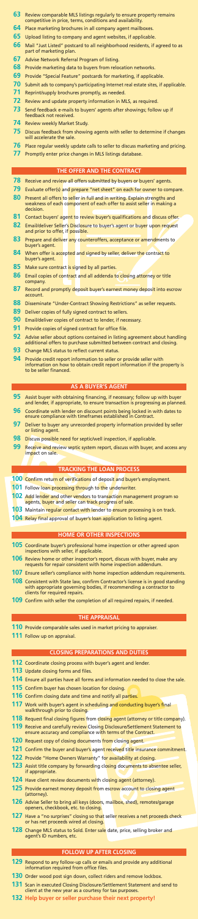63 Review comparable MLS listings regularly to ensure property remains competitive in price, terms, conditions and availability.
64 Place marketing brochures in all company agent mailboxes.
65 Upload listing to company and agent websites, if applicable.
66 Mail "Just Listed" postcard to all neighborhood residents, if agreed to as part of marketing plan.
67 Advise Network Referral Program of listing.
68 Provide marketing data to buyers from relocation networks.
69 Provide "Special Feature" postcards for marketing, if applicable.
70 Submit ads to company's participating Internet real estate sites, if applicable.
71 Reprint/supply brochures promptly, as needed.
72 Review and update property information in MLS, as required.
73 Send feedback e-mails to buyers' agents after showings; follow up if feedback not received.
74 Review weekly Market Study.
75 Discuss feedback from showing agents with seller to determine if changes will accelerate the sale.
76 Place regular weekly update calls to seller to discuss marketing and pricing.
77 Promptly enter price changes in MLS listings database.

## THE OFFER AND THE CONTRACT

78 Receive and review all offers submitted by buyers or buyers' agents.
79 Evaluate offer(s) and prepare "net sheet" on each for owner to compare.
80 Present all offers to seller in full and in writing. Explain strengths and weaknesses of each component of each offer to assist seller in making a decision.
81 Contact buyers' agent to review buyer's qualifications and discuss offer.
82 Email/deliver Seller's Disclosure to buyer's agent or buyer upon request and prior to offer, if possible.
83 Prepare and deliver any counteroffers, acceptance or amendments to buyer's agent.
84 When offer is accepted and signed by seller, deliver the contract to buyer's agent.
85 Make sure contract is signed by all parties.
86 Email copies of contract and all addenda to closing attorney or title company.
87 Record and promptly deposit buyer's earnest money deposit into escrow account.
88 Disseminate "Under-Contract Showing Restrictions" as seller requests.
89 Deliver copies of fully signed contract to sellers.
90 Email/deliver copies of contract to lender, if necessary.
91 Provide copies of signed contract for office file.
92 Advise seller about options contained in listing agreement about handling additional offers to purchase submitted between contract and closing.
93 Change MLS status to reflect current status.
94 Provide credit report information to seller or provide seller with information on how to obtain credit report information if the property is to be seller financed.

## AS A BUYER'S AGENT

95 Assist buyer with obtaining financing, if necessary; follow up with buyer and lender, if appropriate, to ensure transaction is progressing as planned.
96 Coordinate with lender on discount points being locked in with dates to ensure compliance with timeframes established in Contract.
97 Deliver to buyer any unrecorded property information provided by seller or listing agent.
98 Discuss possible need for septic/well inspection, if applicable.
99 Receive and review septic system report, discuss with buyer, and access any impact on sale.

## TRACKING THE LOAN PROCESS

100 Confirm return of verifications of deposit and buyer's employment.
101 Follow loan processing through to the underwriter.
102 Add lender and other vendors to transaction management program so agents, buyer and seller can track progress of sale.
103 Maintain regular contact with lender to ensure processing is on track.
104 Relay final approval of buyer's loan application to listing agent.

## HOME OR OTHER INSPECTIONS

105 Coordinate buyer's professional home inspection or other agreed upon inspections with seller, if applicable.
106 Review home or other inspector's report, discuss with buyer, make any requests for repair consistent with home inspection addendum.
107 Ensure seller's compliance with home inspection addendum requirements.
108 Consistent with State law, confirm Contractor's license is in good standing with appropriate governing bodies, if recommending a contractor to clients for required repairs.
109 Confirm with the seller the completion of all required repairs, if needed.

## THE APPRAISAL

110 Provide comparable sales used in market pricing to appraiser.
111 Follow up on appraisal.

## CLOSING PREPARATIONS AND DUTIES

112 Coordinate closing process with buyer's agent and lender.
113 Update closing forms and files.
114 Ensure all parties have all forms and information needed to close the sale.
115 Confirm buyer has chosen location for closing.
116 Confirm closing date and time and notify all parties.
117 Work with buyer's agent in scheduling and conducting buyer's final walkthrough prior to closing.
118 Request final closing figures from closing agent (attorney or title company).
119 Receive and carefully review Closing Disclosure/Settlement Statement to ensure accuracy and compliance with terms of the Contract.
120 Request copy of closing documents from closing agent.
121 Confirm the buyer and buyer's agent received title insurance commitment.
122 Provide "Home Owners Warranty" for availability at closing.
123 Assist title company by forwarding closing documents to absentee seller, if appropriate.
124 Have client review documents with closing agent (attorney).
125 Provide earnest money deposit from escrow account to closing agent (attorney).
126 Advise Seller to bring all keys (doors, mailbox, shed), remotes/garage openers, checkbook, etc. to closing.
127 Have a "no surprises" closing so that seller receives a net proceeds check or has net proceeds wired at closing.
128 Change MLS status to Sold. Enter sale date, price, selling broker and agent's ID numbers, etc.

## FOLLOW UP AFTER CLOSING

129 Respond to any follow-up calls or emails and provide any additional information required from office files.
130 Order wood post sign down, collect riders and remove lockbox.
131 Scan in executed Closing Disclosure/Settlement Statement and send to client at the new year as a courtesy for tax purposes.
132 **Help buyer or seller purchase their next property!**